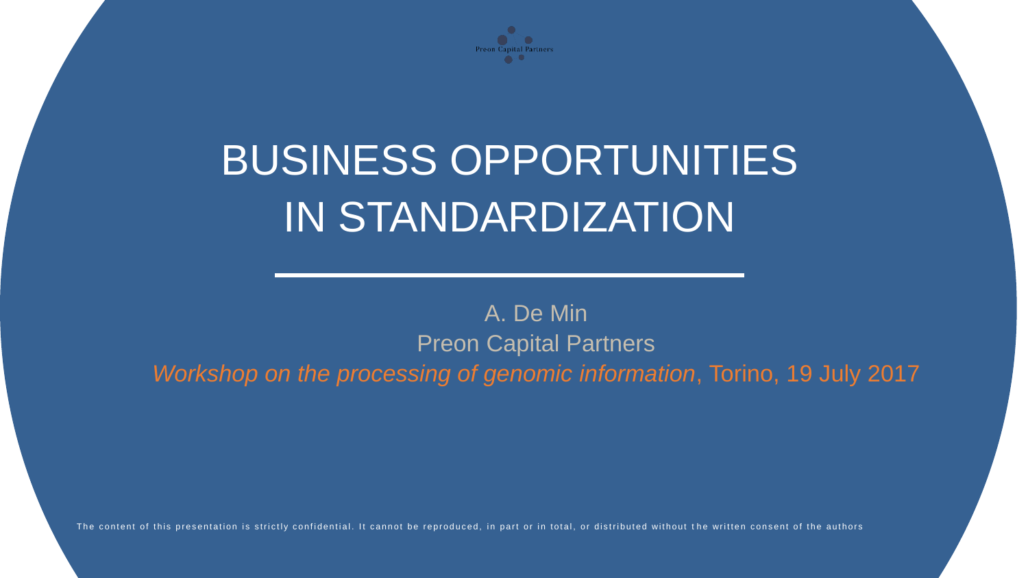Preon Capital Partners

# BUSINESS OPPORTUNITIES IN STANDARDIZATION

A. De Min

Preon Capital Partners

*Workshop on the processing of genomic information*, Torino, 19 July 2017

The content of this presentation is strictly confidential. It cannot be reproduced, in part or in total, or distributed without the written consent of the authors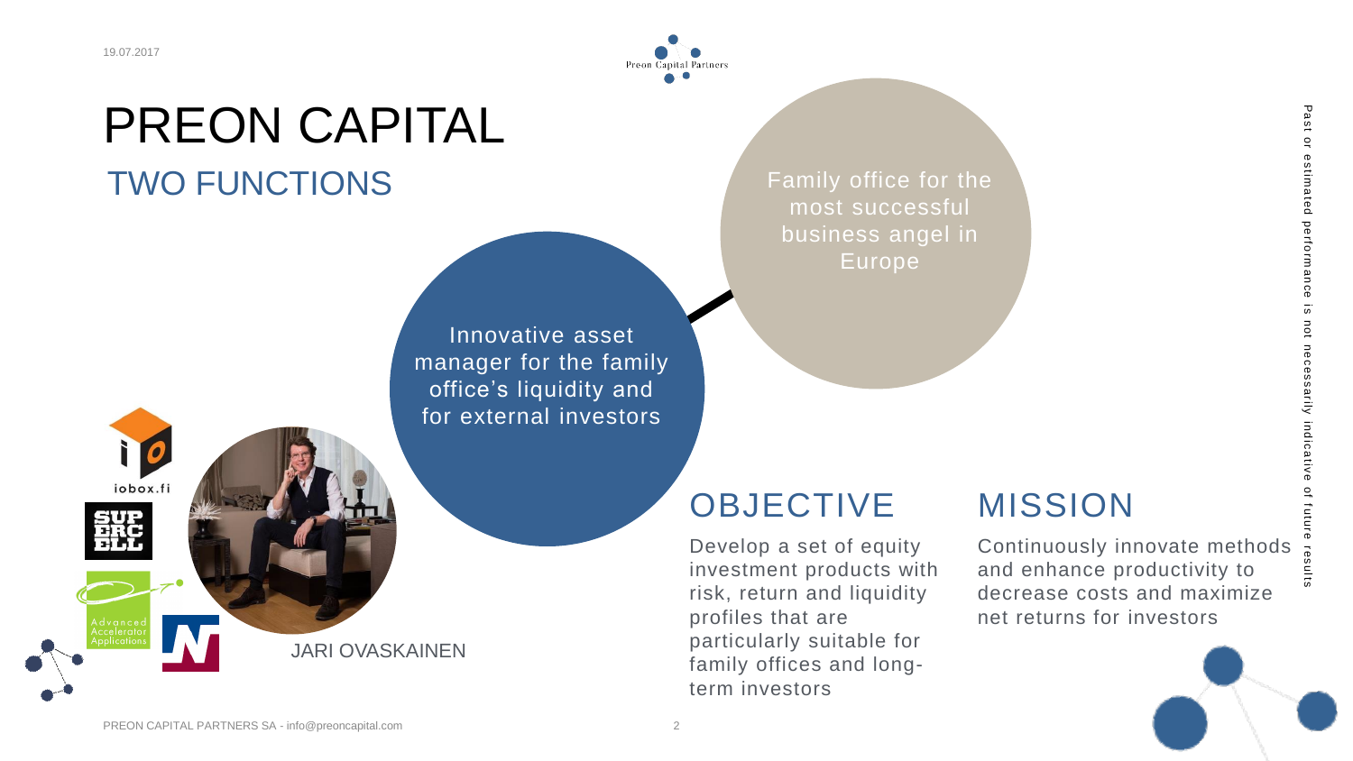# PREON CAPITAL

## TWO FUNCTIONS

Family office for the most successful business angel in Europe

Innovative asset manager for the family office's liquidity and for external investors

iobox.fi

JARI OVASKAINEN

## OBJECTIVE

Develop a set of equity investment products with risk, return and liquidity profiles that are particularly suitable for family offices and long-term investors

## MISSION

Continuously innovate methods and enhance productivity to decrease costs and maximize net returns for investors

Past or estimated performance is not necessarily indicative of future results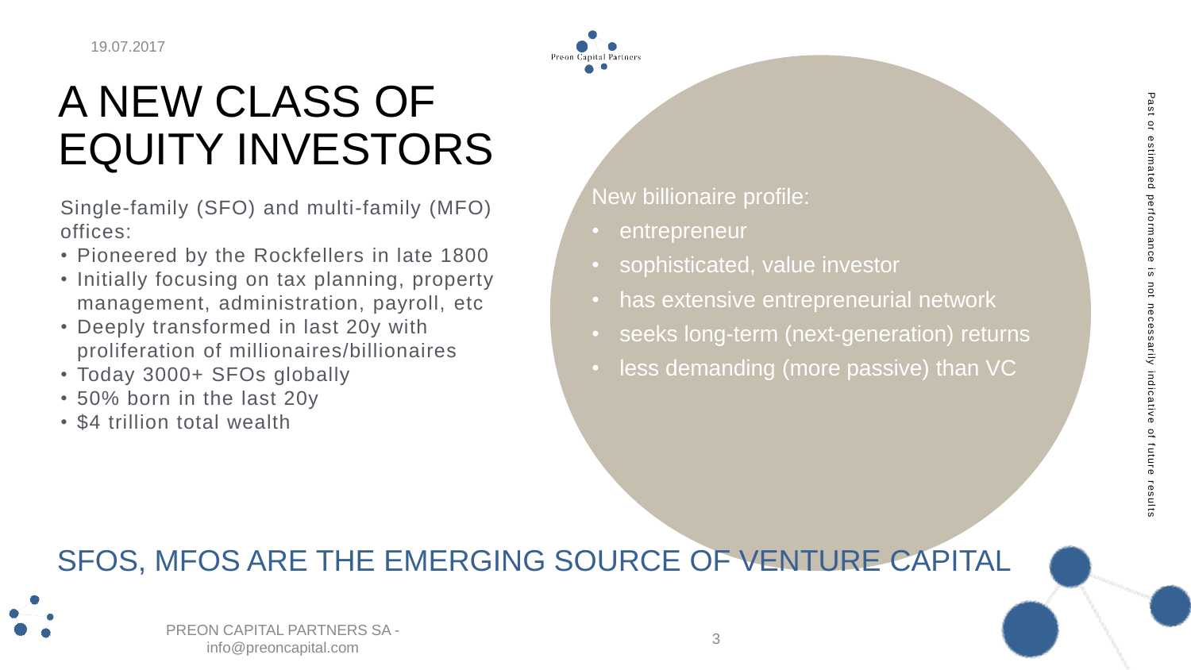# A NEW CLASS OF EQUITY INVESTORS

Single-family (SFO) and multi-family (MFO) offices:

- Pioneered by the Rockfellers in late 1800
- Initially focusing on tax planning, property management, administration, payroll, etc
- Deeply transformed in last 20y with proliferation of millionaires/billionaires
- Today 3000+ SFOs globally
- 50% born in the last 20y
- $4 trillion total wealth

New billionaire profile:

- entrepreneur
- sophisticated, value investor
- has extensive entrepreneurial network
- seeks long-term (next-generation) returns
- less demanding (more passive) than VC

## SFOS, MFOS ARE THE EMERGING SOURCE OF VENTURE CAPITAL

Past or estimated performance is not necessarily indicative of future results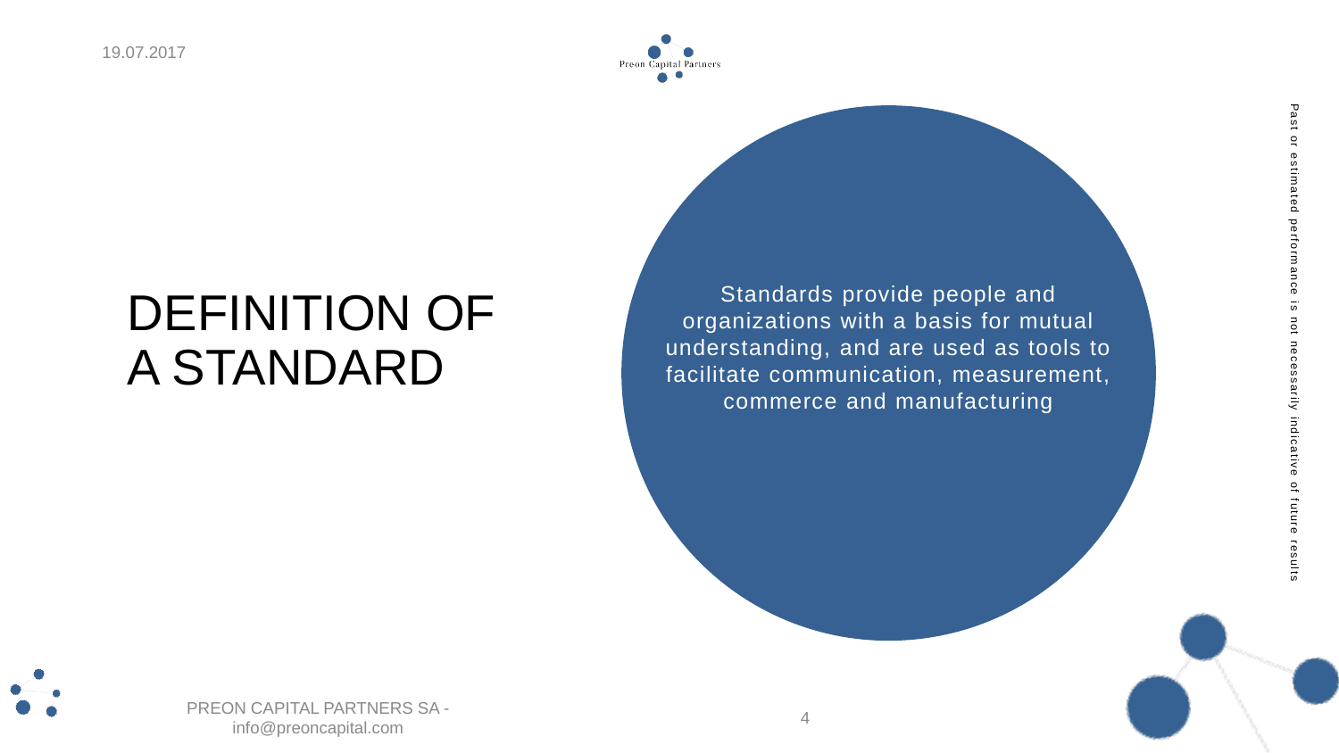# DEFINITION OF A STANDARD

Standards provide people and organizations with a basis for mutual understanding, and are used as tools to facilitate communication, measurement, commerce and manufacturing

Past or estimated performance is not necessarily indicative of future results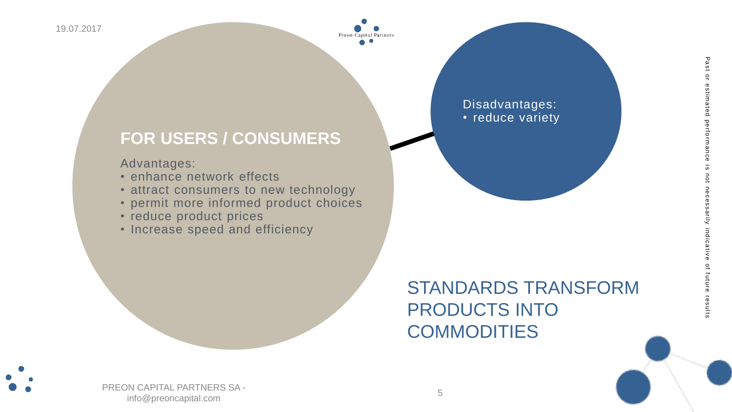## FOR USERS / CONSUMERS

Advantages:

- enhance network effects
- attract consumers to new technology
- permit more informed product choices
- reduce product prices
- Increase speed and efficiency

Disadvantages:

- reduce variety

## STANDARDS TRANSFORM PRODUCTS INTO COMMODITIES

Past or estimated performance is not necessarily indicative of future results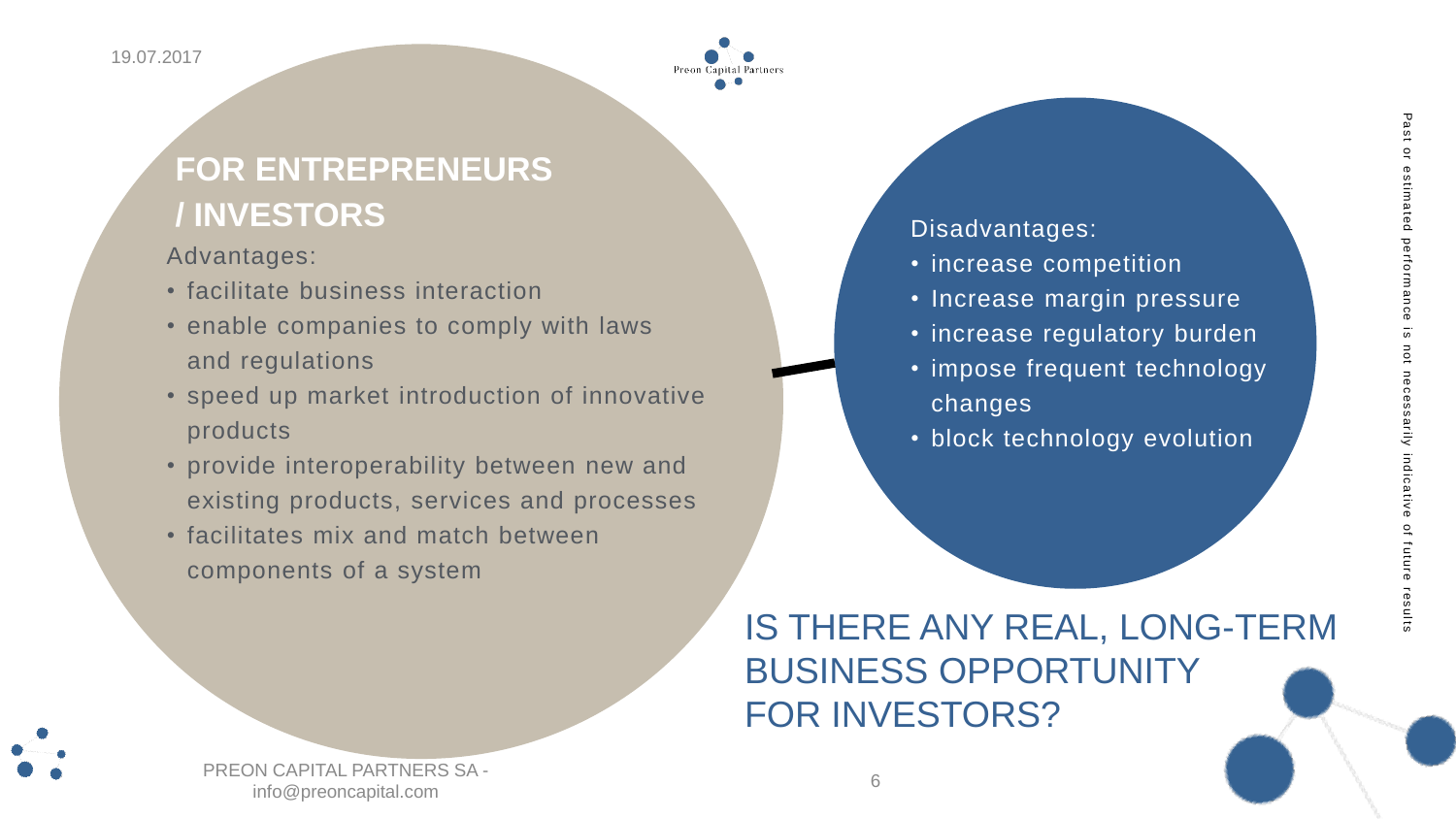## FOR ENTREPRENEURS / INVESTORS

Advantages:

- facilitate business interaction
- enable companies to comply with laws and regulations
- speed up market introduction of innovative products
- provide interoperability between new and existing products, services and processes
- facilitates mix and match between components of a system

Disadvantages:

- increase competition
- Increase margin pressure
- increase regulatory burden
- impose frequent technology changes
- block technology evolution

IS THERE ANY REAL, LONG-TERM BUSINESS OPPORTUNITY FOR INVESTORS?

Past or estimated performance is not necessarily indicative of future results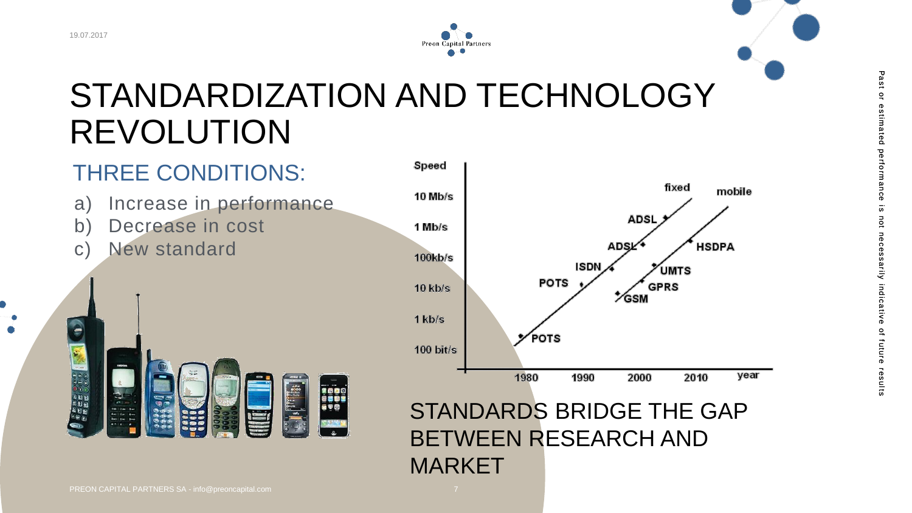# STANDARDIZATION AND TECHNOLOGY REVOLUTION

## THREE CONDITIONS:

a) Increase in performance
b) Decrease in cost
c) New standard

Speed

10 Mb/s
1 Mb/s
100kb/s
10 kb/s
1 kb/s
100 bit/s

fixed: POTS, POTS, ISDN, ADSL, ADSL

mobile: GSM, GPRS, UMTS, HSDPA

1980 1990 2000 2010 year

STANDARDS BRIDGE THE GAP BETWEEN RESEARCH AND MARKET

Past or estimated performance is not necessarily indicative of future results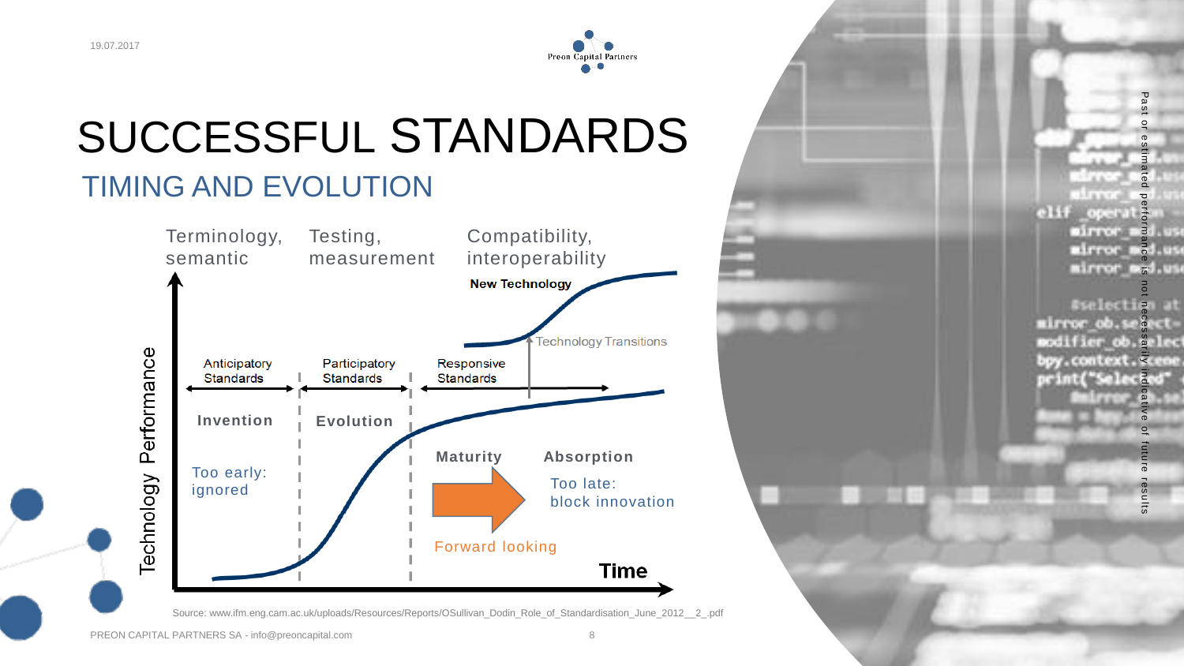# SUCCESSFUL STANDARDS

## TIMING AND EVOLUTION

Terminology, semantic

Testing, measurement

Compatibility, interoperability

New Technology

Technology Transitions

Anticipatory Standards

Participatory Standards

Responsive Standards

Invention

Evolution

Maturity

Absorption

Too early: ignored

Too late: block innovation

Forward looking

Technology Performance

Time

Source: www.ifm.eng.cam.ac.uk/uploads/Resources/Reports/OSullivan_Dodin_Role_of_Standardisation_June_2012__2_.pdf

Past or estimated performance is not necessarily indicative of future results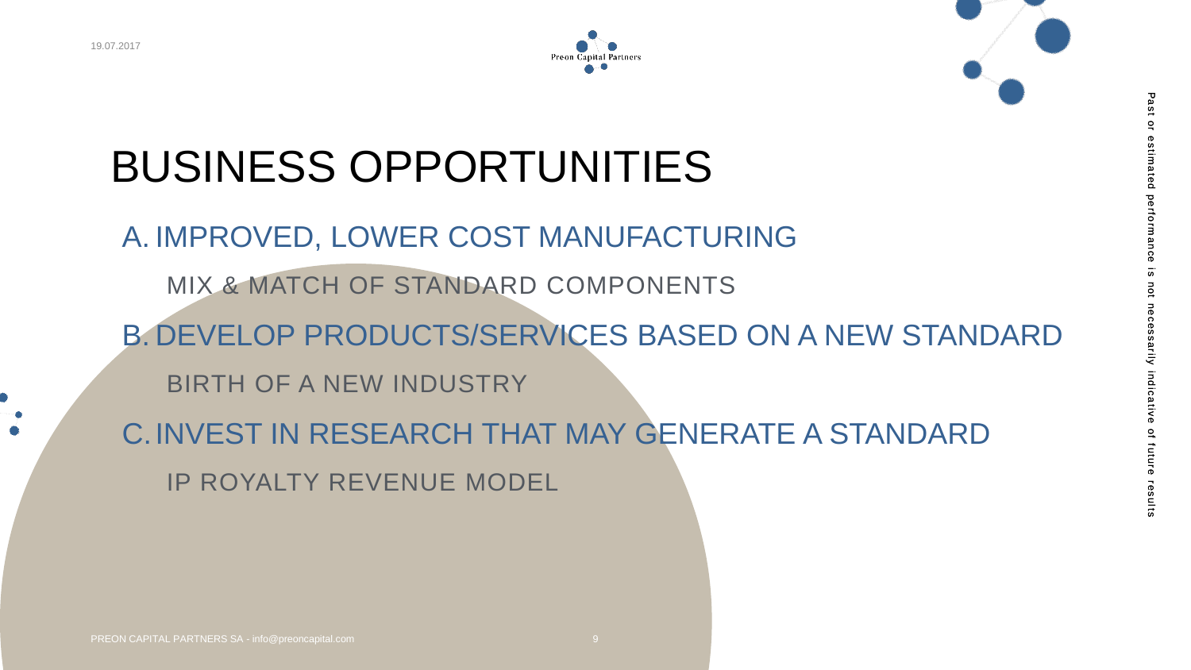# BUSINESS OPPORTUNITIES

A. IMPROVED, LOWER COST MANUFACTURING

MIX & MATCH OF STANDARD COMPONENTS

B. DEVELOP PRODUCTS/SERVICES BASED ON A NEW STANDARD

BIRTH OF A NEW INDUSTRY

C. INVEST IN RESEARCH THAT MAY GENERATE A STANDARD

IP ROYALTY REVENUE MODEL

Past or estimated performance is not necessarily indicative of future results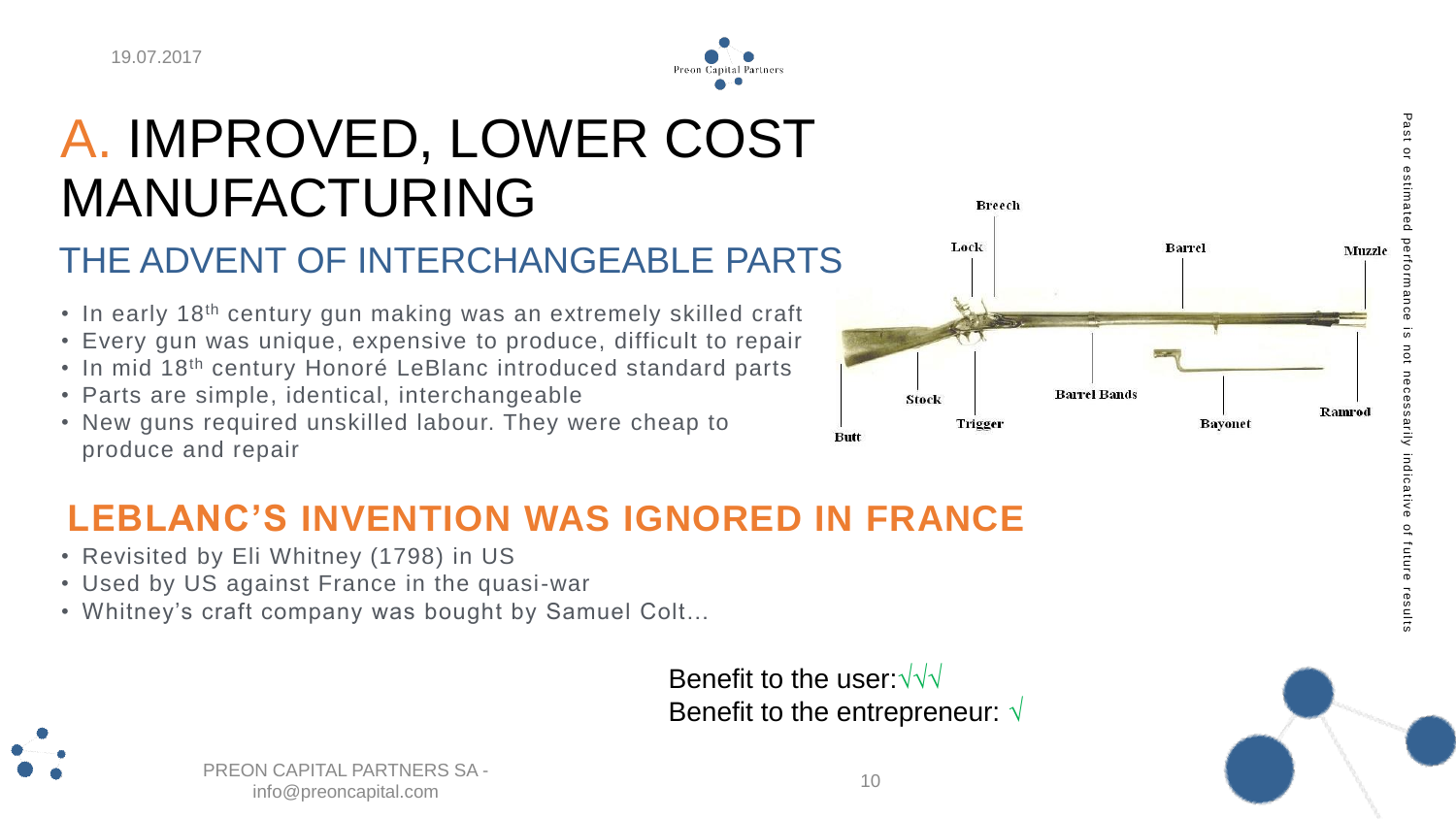# A. IMPROVED, LOWER COST MANUFACTURING

## THE ADVENT OF INTERCHANGEABLE PARTS

- In early 18th century gun making was an extremely skilled craft
- Every gun was unique, expensive to produce, difficult to repair
- In mid 18th century Honoré LeBlanc introduced standard parts
- Parts are simple, identical, interchangeable
- New guns required unskilled labour. They were cheap to produce and repair

Breech, Lock, Barrel, Muzzle, Stock, Barrel Bands, Ramrod, Trigger, Bayonet, Butt

## LEBLANC'S INVENTION WAS IGNORED IN FRANCE

- Revisited by Eli Whitney (1798) in US
- Used by US against France in the quasi-war
- Whitney's craft company was bought by Samuel Colt…

Benefit to the user: √√√
Benefit to the entrepreneur: √

Past or estimated performance is not necessarily indicative of future results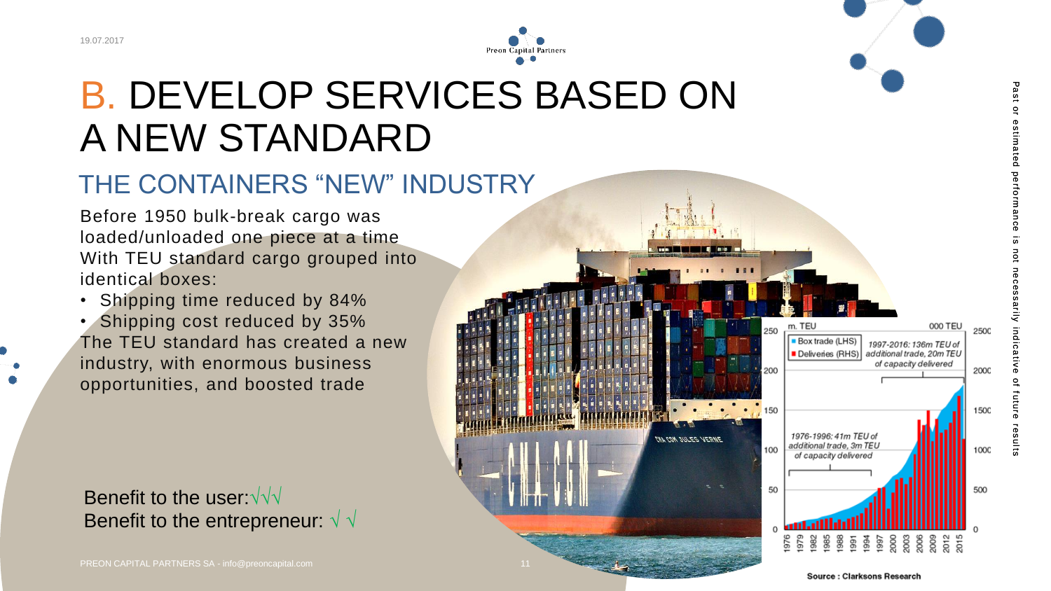# B. DEVELOP SERVICES BASED ON A NEW STANDARD

## THE CONTAINERS "NEW" INDUSTRY

Before 1950 bulk-break cargo was loaded/unloaded one piece at a time
With TEU standard cargo grouped into identical boxes:

- Shipping time reduced by 84%
- Shipping cost reduced by 35%

The TEU standard has created a new industry, with enormous business opportunities, and boosted trade

Benefit to the user:√√√
Benefit to the entrepreneur: √ √

Source : Clarksons Research

Past or estimated performance is not necessarily indicative of future results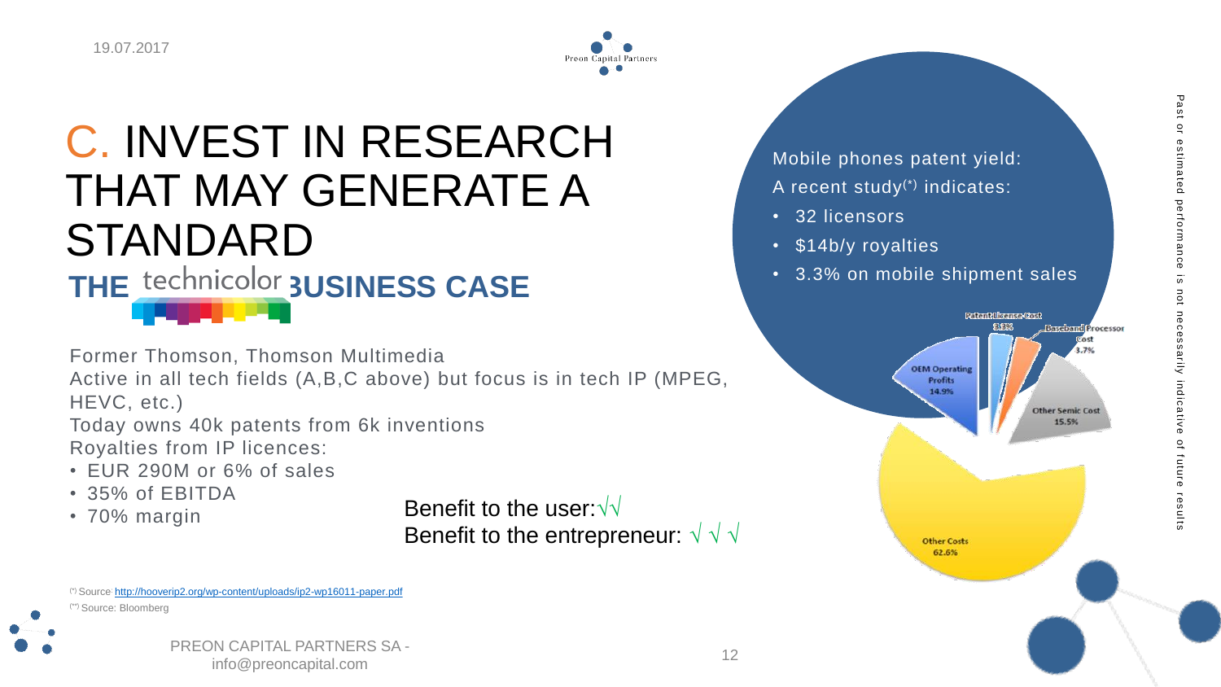# C. INVEST IN RESEARCH THAT MAY GENERATE A STANDARD

## THE technicolor BUSINESS CASE

Former Thomson, Thomson Multimedia
Active in all tech fields (A,B,C above) but focus is in tech IP (MPEG, HEVC, etc.)
Today owns 40k patents from 6k inventions
Royalties from IP licences:

- EUR 290M or 6% of sales
- 35% of EBITDA
- 70% margin

Benefit to the user: √√
Benefit to the entrepreneur: √ √ √

Mobile phones patent yield:
A recent study(*) indicates:

- 32 licensors
- $14b/y royalties
- 3.3% on mobile shipment sales

Patent License Cost 3.3%
Baseband Processor Cost 3.7%
OEM Operating Profits 14.9%
Other Semic Cost 15.5%
Other Costs 62.6%

Past or estimated performance is not necessarily indicative of future results

(*) Source: http://hooverip2.org/wp-content/uploads/ip2-wp16011-paper.pdf
(**) Source: Bloomberg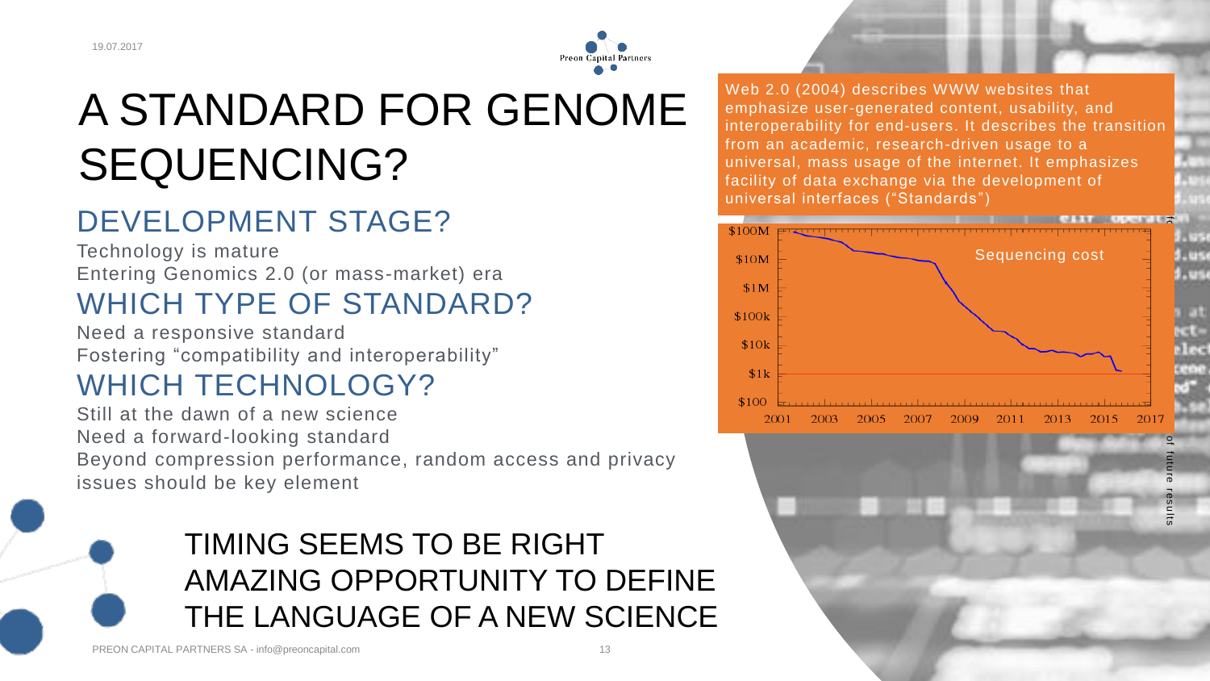# A STANDARD FOR GENOME SEQUENCING?

## DEVELOPMENT STAGE?

Technology is mature
Entering Genomics 2.0 (or mass-market) era

## WHICH TYPE OF STANDARD?

Need a responsive standard
Fostering "compatibility and interoperability"

## WHICH TECHNOLOGY?

Still at the dawn of a new science
Need a forward-looking standard
Beyond compression performance, random access and privacy issues should be key element

TIMING SEEMS TO BE RIGHT
AMAZING OPPORTUNITY TO DEFINE THE LANGUAGE OF A NEW SCIENCE

Web 2.0 (2004) describes WWW websites that emphasize user-generated content, usability, and interoperability for end-users. It describes the transition from an academic, research-driven usage to a universal, mass usage of the internet. It emphasizes facility of data exchange via the development of universal interfaces ("Standards")

Sequencing cost

$100M, $10M, $1M, $100k, $10k, $1k, $100

2001, 2003, 2005, 2007, 2009, 2011, 2013, 2015, 2017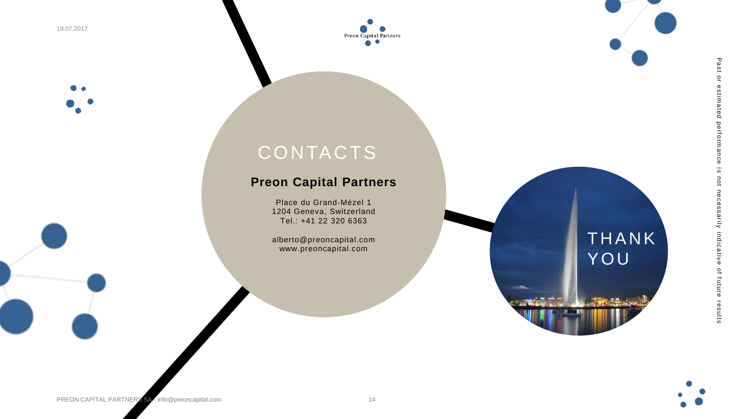# CONTACTS

## Preon Capital Partners

Place du Grand-Mézel 1
1204 Geneva, Switzerland
Tel.: +41 22 320 6363

alberto@preoncapital.com
www.preoncapital.com

THANK YOU

Past or estimated performance is not necessarily indicative of future results